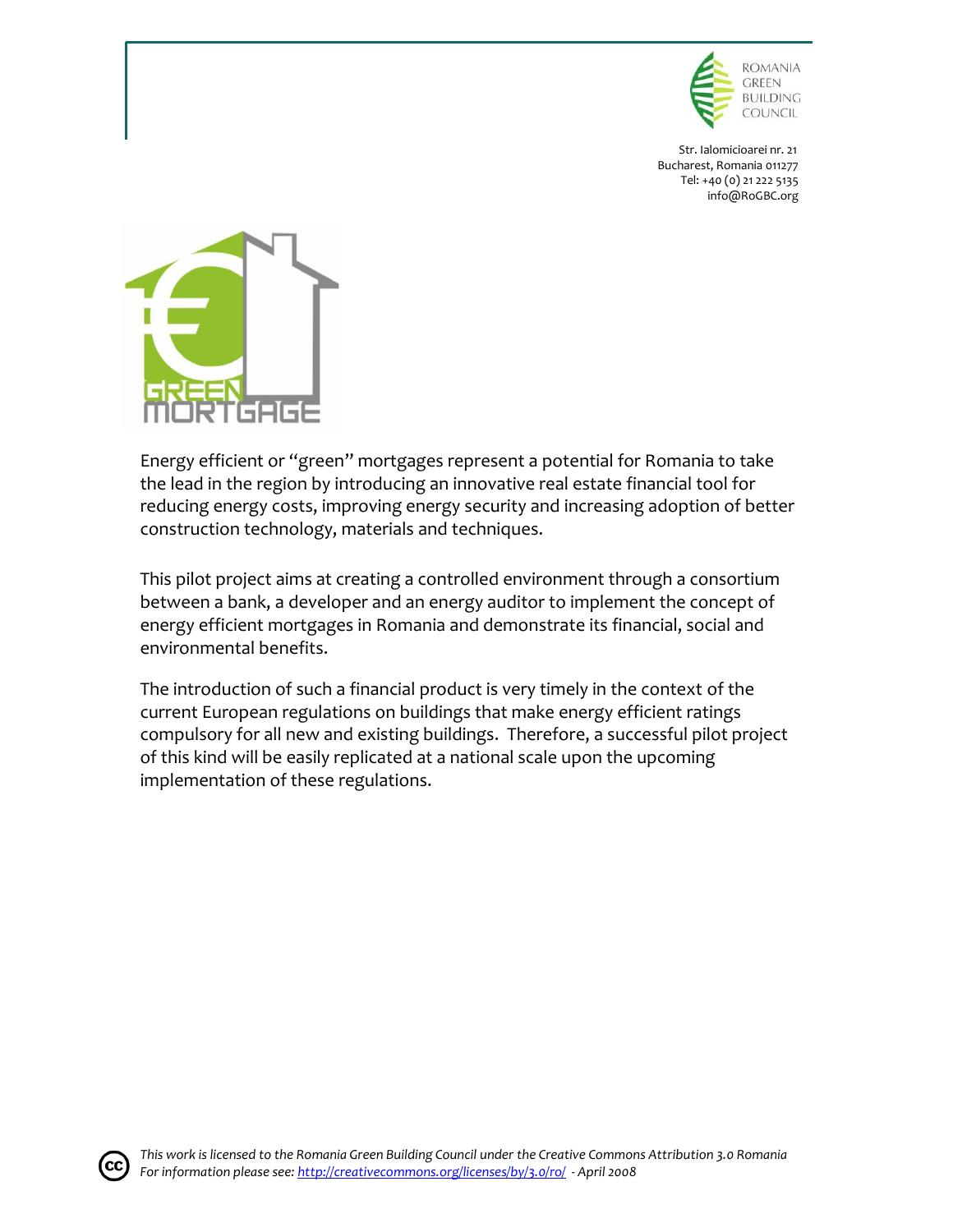ROMANIA GREEN BUILDING COUNCIL

Str. Ialomicioarei nr. 21
Bucharest, Romania 011277
Tel: +40 (0) 21 222 5135
info@RoGBC.org

GREEN MORTGAGE

Energy efficient or "green" mortgages represent a potential for Romania to take the lead in the region by introducing an innovative real estate financial tool for reducing energy costs, improving energy security and increasing adoption of better construction technology, materials and techniques.

This pilot project aims at creating a controlled environment through a consortium between a bank, a developer and an energy auditor to implement the concept of energy efficient mortgages in Romania and demonstrate its financial, social and environmental benefits.

The introduction of such a financial product is very timely in the context of the current European regulations on buildings that make energy efficient ratings compulsory for all new and existing buildings. Therefore, a successful pilot project of this kind will be easily replicated at a national scale upon the upcoming implementation of these regulations.

*This work is licensed to the Romania Green Building Council under the Creative Commons Attribution 3.0 Romania*
*For information please see: http://creativecommons.org/licenses/by/3.0/ro/ - April 2008*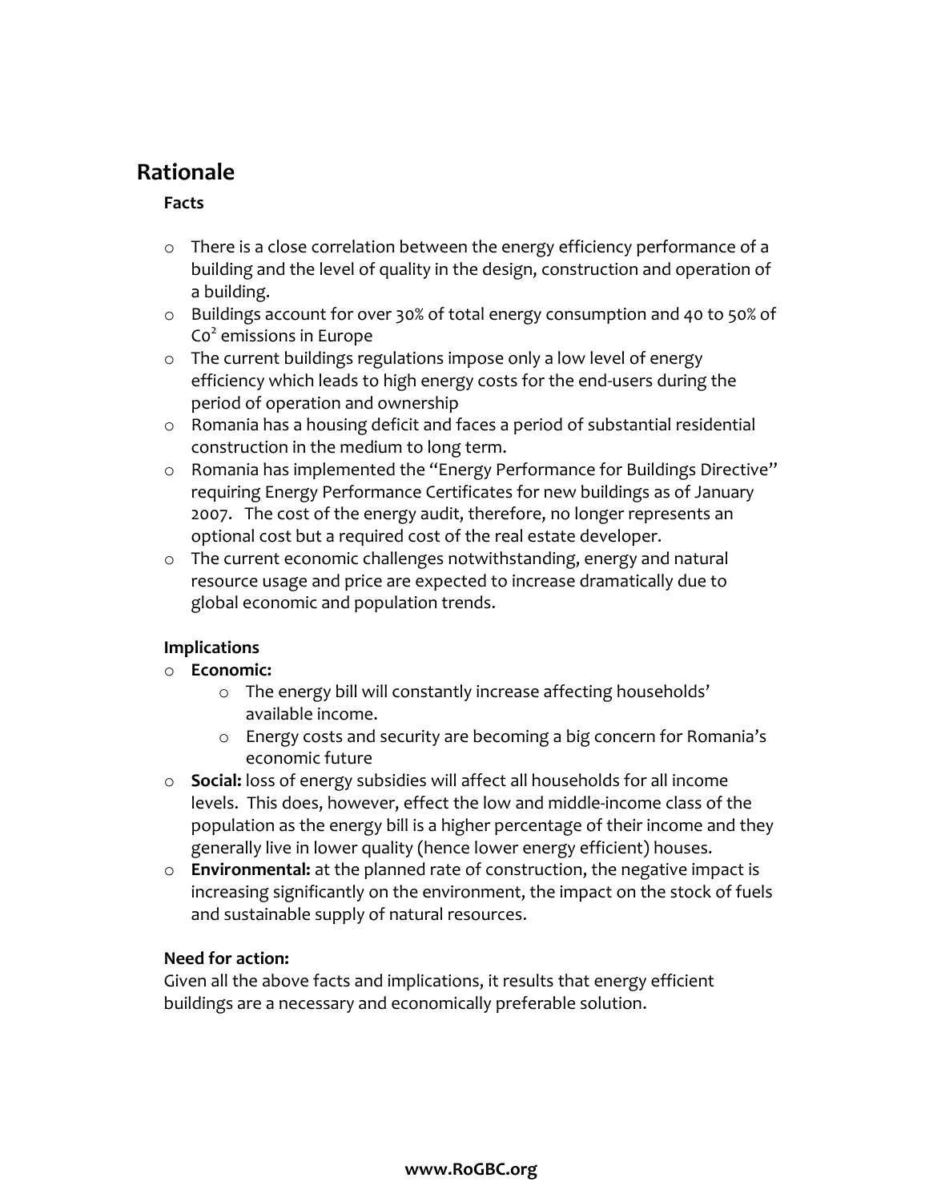## Rationale

### Facts

- There is a close correlation between the energy efficiency performance of a building and the level of quality in the design, construction and operation of a building.
- Buildings account for over 30% of total energy consumption and 40 to 50% of $Co^2$ emissions in Europe
- The current buildings regulations impose only a low level of energy efficiency which leads to high energy costs for the end-users during the period of operation and ownership
- Romania has a housing deficit and faces a period of substantial residential construction in the medium to long term.
- Romania has implemented the "Energy Performance for Buildings Directive" requiring Energy Performance Certificates for new buildings as of January 2007. The cost of the energy audit, therefore, no longer represents an optional cost but a required cost of the real estate developer.
- The current economic challenges notwithstanding, energy and natural resource usage and price are expected to increase dramatically due to global economic and population trends.

### Implications

- **Economic:**
  - The energy bill will constantly increase affecting households' available income.
  - Energy costs and security are becoming a big concern for Romania's economic future
- **Social:** loss of energy subsidies will affect all households for all income levels. This does, however, effect the low and middle-income class of the population as the energy bill is a higher percentage of their income and they generally live in lower quality (hence lower energy efficient) houses.
- **Environmental:** at the planned rate of construction, the negative impact is increasing significantly on the environment, the impact on the stock of fuels and sustainable supply of natural resources.

### Need for action:

Given all the above facts and implications, it results that energy efficient buildings are a necessary and economically preferable solution.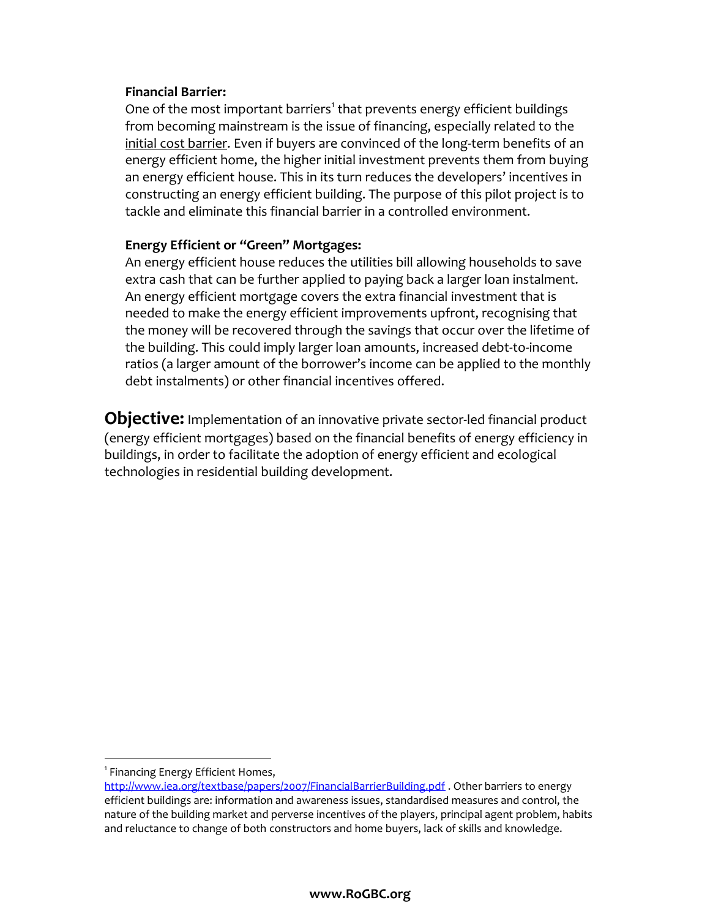**Financial Barrier:**

One of the most important barriers[1] that prevents energy efficient buildings from becoming mainstream is the issue of financing, especially related to the initial cost barrier. Even if buyers are convinced of the long-term benefits of an energy efficient home, the higher initial investment prevents them from buying an energy efficient house. This in its turn reduces the developers' incentives in constructing an energy efficient building. The purpose of this pilot project is to tackle and eliminate this financial barrier in a controlled environment.

**Energy Efficient or "Green" Mortgages:**

An energy efficient house reduces the utilities bill allowing households to save extra cash that can be further applied to paying back a larger loan instalment. An energy efficient mortgage covers the extra financial investment that is needed to make the energy efficient improvements upfront, recognising that the money will be recovered through the savings that occur over the lifetime of the building. This could imply larger loan amounts, increased debt-to-income ratios (a larger amount of the borrower's income can be applied to the monthly debt instalments) or other financial incentives offered.

**Objective:** Implementation of an innovative private sector-led financial product (energy efficient mortgages) based on the financial benefits of energy efficiency in buildings, in order to facilitate the adoption of energy efficient and ecological technologies in residential building development.

[1] Financing Energy Efficient Homes, http://www.iea.org/textbase/papers/2007/FinancialBarrierBuilding.pdf . Other barriers to energy efficient buildings are: information and awareness issues, standardised measures and control, the nature of the building market and perverse incentives of the players, principal agent problem, habits and reluctance to change of both constructors and home buyers, lack of skills and knowledge.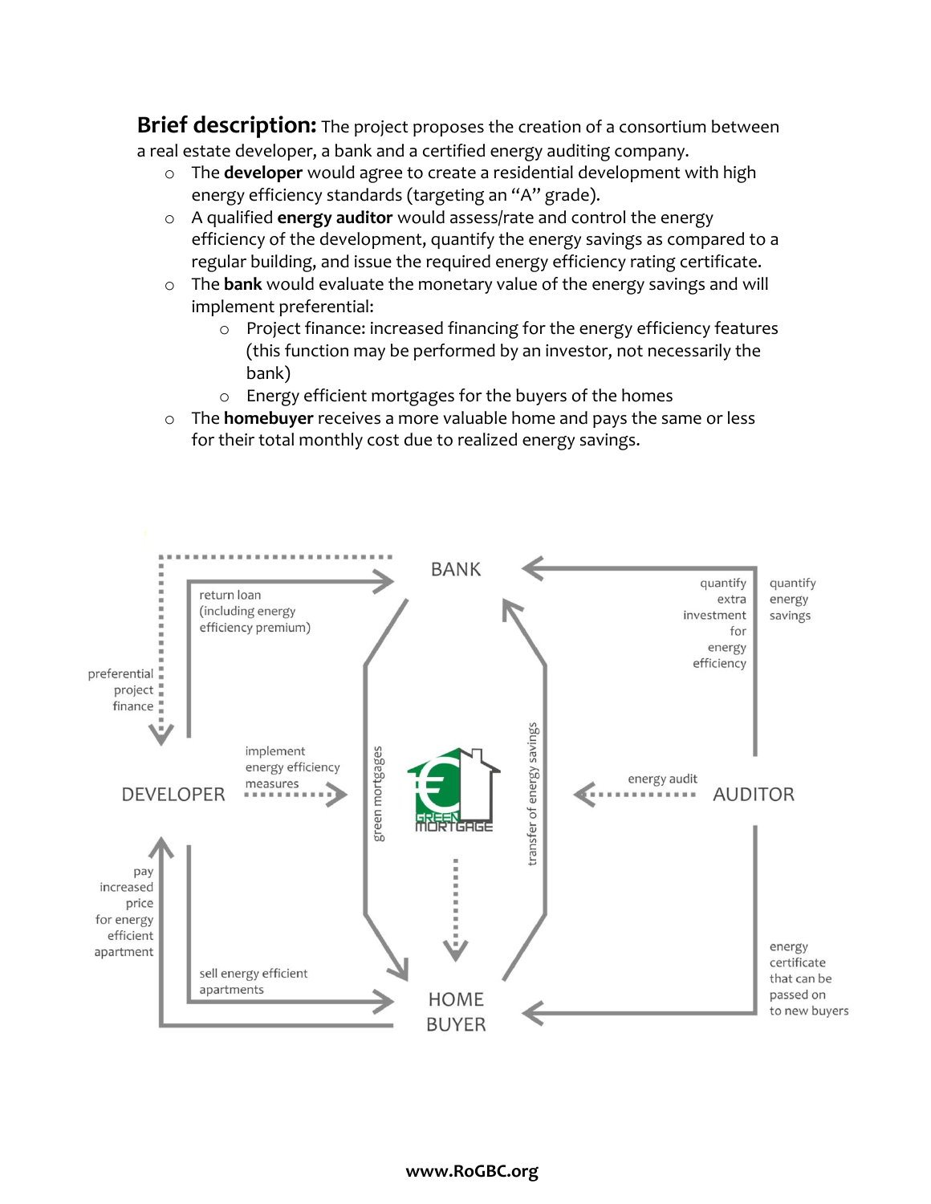**Brief description:** The project proposes the creation of a consortium between a real estate developer, a bank and a certified energy auditing company.

- The **developer** would agree to create a residential development with high energy efficiency standards (targeting an "A" grade).
- A qualified **energy auditor** would assess/rate and control the energy efficiency of the development, quantify the energy savings as compared to a regular building, and issue the required energy efficiency rating certificate.
- The **bank** would evaluate the monetary value of the energy savings and will implement preferential:
  - Project finance: increased financing for the energy efficiency features (this function may be performed by an investor, not necessarily the bank)
  - Energy efficient mortgages for the buyers of the homes
- The **homebuyer** receives a more valuable home and pays the same or less for their total monthly cost due to realized energy savings.

BANK

DEVELOPER

AUDITOR

HOME BUYER

preferential project finance

return loan (including energy efficiency premium)

quantify extra investment for energy efficiency

quantify energy savings

implement energy efficiency measures

green mortgages

transfer of energy savings

energy audit

GREEN MORTGAGE

pay increased price for energy efficient apartment

sell energy efficient apartments

energy certificate that can be passed on to new buyers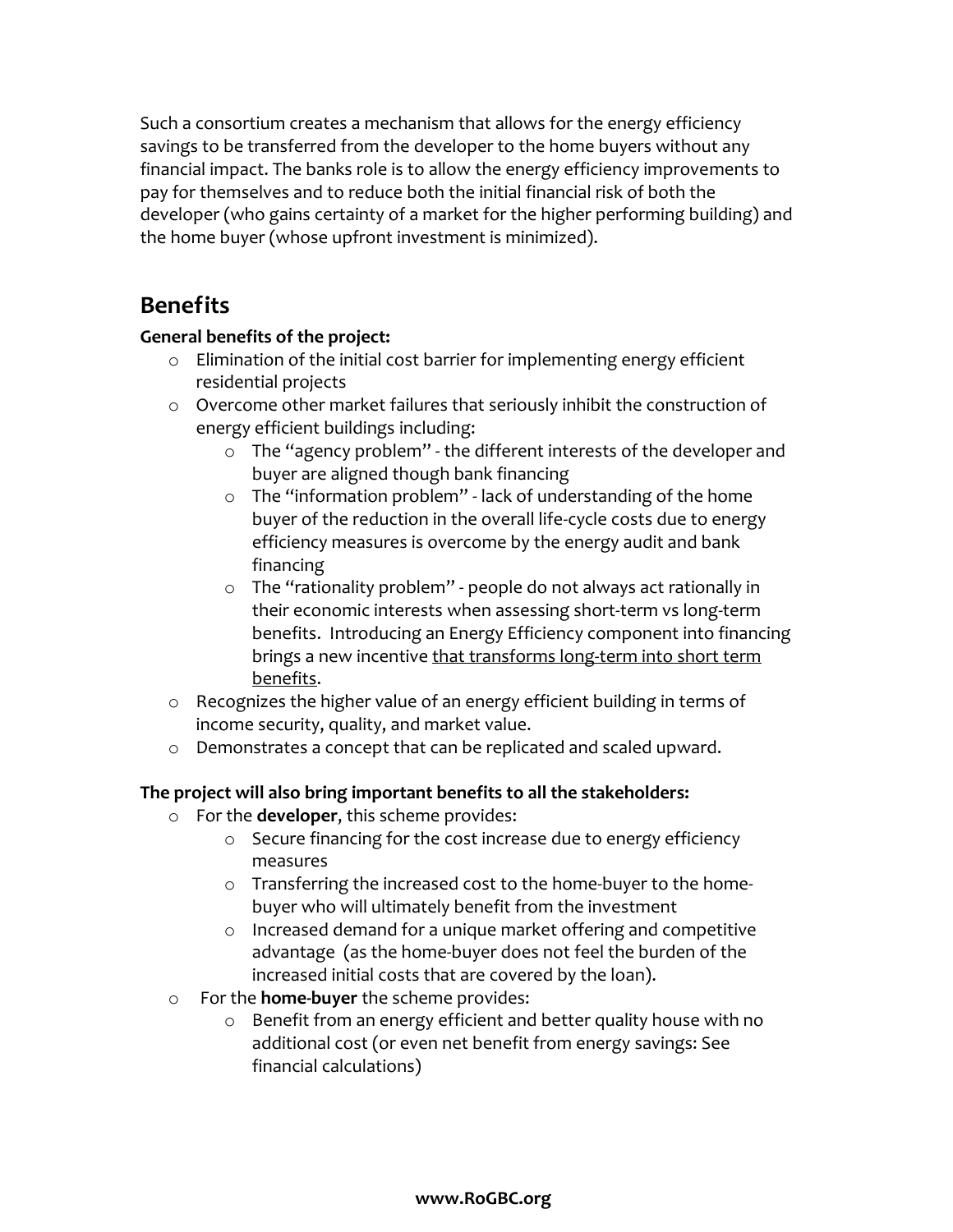Such a consortium creates a mechanism that allows for the energy efficiency savings to be transferred from the developer to the home buyers without any financial impact. The banks role is to allow the energy efficiency improvements to pay for themselves and to reduce both the initial financial risk of both the developer (who gains certainty of a market for the higher performing building) and the home buyer (whose upfront investment is minimized).

## Benefits

**General benefits of the project:**

- Elimination of the initial cost barrier for implementing energy efficient residential projects
- Overcome other market failures that seriously inhibit the construction of energy efficient buildings including:
    - The "agency problem" - the different interests of the developer and buyer are aligned though bank financing
    - The "information problem" - lack of understanding of the home buyer of the reduction in the overall life-cycle costs due to energy efficiency measures is overcome by the energy audit and bank financing
    - The "rationality problem" - people do not always act rationally in their economic interests when assessing short-term vs long-term benefits. Introducing an Energy Efficiency component into financing brings a new incentive <u>that transforms long-term into short term benefits</u>.
- Recognizes the higher value of an energy efficient building in terms of income security, quality, and market value.
- Demonstrates a concept that can be replicated and scaled upward.

**The project will also bring important benefits to all the stakeholders:**

- For the **developer**, this scheme provides:
    - Secure financing for the cost increase due to energy efficiency measures
    - Transferring the increased cost to the home-buyer to the home-buyer who will ultimately benefit from the investment
    - Increased demand for a unique market offering and competitive advantage (as the home-buyer does not feel the burden of the increased initial costs that are covered by the loan).
- For the **home-buyer** the scheme provides:
    - Benefit from an energy efficient and better quality house with no additional cost (or even net benefit from energy savings: See financial calculations)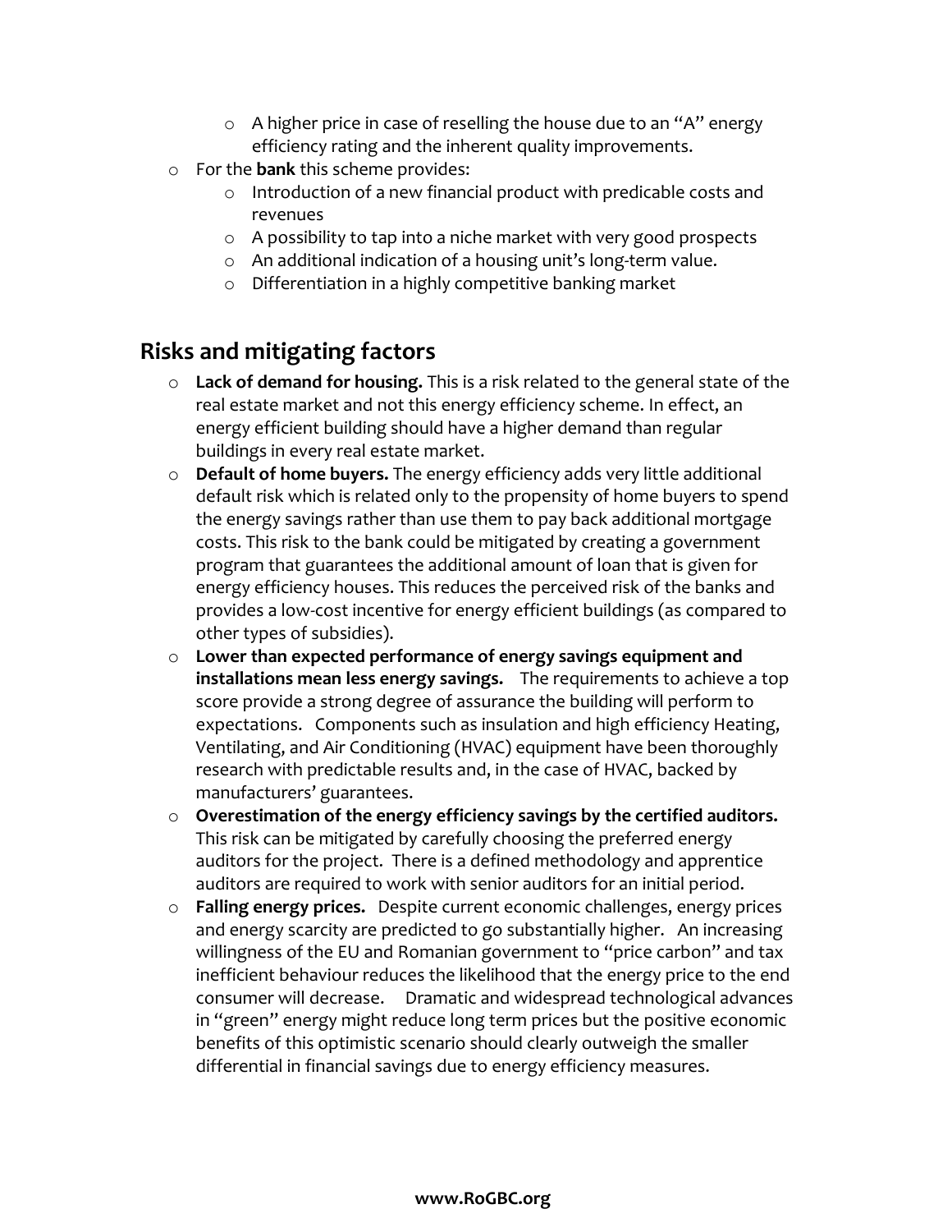- A higher price in case of reselling the house due to an "A" energy efficiency rating and the inherent quality improvements.
- For the **bank** this scheme provides:
   - Introduction of a new financial product with predicable costs and revenues
   - A possibility to tap into a niche market with very good prospects
   - An additional indication of a housing unit's long-term value.
   - Differentiation in a highly competitive banking market

## Risks and mitigating factors

- **Lack of demand for housing.** This is a risk related to the general state of the real estate market and not this energy efficiency scheme. In effect, an energy efficient building should have a higher demand than regular buildings in every real estate market.
- **Default of home buyers.** The energy efficiency adds very little additional default risk which is related only to the propensity of home buyers to spend the energy savings rather than use them to pay back additional mortgage costs. This risk to the bank could be mitigated by creating a government program that guarantees the additional amount of loan that is given for energy efficiency houses. This reduces the perceived risk of the banks and provides a low-cost incentive for energy efficient buildings (as compared to other types of subsidies).
- **Lower than expected performance of energy savings equipment and installations mean less energy savings.** The requirements to achieve a top score provide a strong degree of assurance the building will perform to expectations. Components such as insulation and high efficiency Heating, Ventilating, and Air Conditioning (HVAC) equipment have been thoroughly research with predictable results and, in the case of HVAC, backed by manufacturers' guarantees.
- **Overestimation of the energy efficiency savings by the certified auditors.** This risk can be mitigated by carefully choosing the preferred energy auditors for the project. There is a defined methodology and apprentice auditors are required to work with senior auditors for an initial period.
- **Falling energy prices.** Despite current economic challenges, energy prices and energy scarcity are predicted to go substantially higher. An increasing willingness of the EU and Romanian government to "price carbon" and tax inefficient behaviour reduces the likelihood that the energy price to the end consumer will decrease. Dramatic and widespread technological advances in "green" energy might reduce long term prices but the positive economic benefits of this optimistic scenario should clearly outweigh the smaller differential in financial savings due to energy efficiency measures.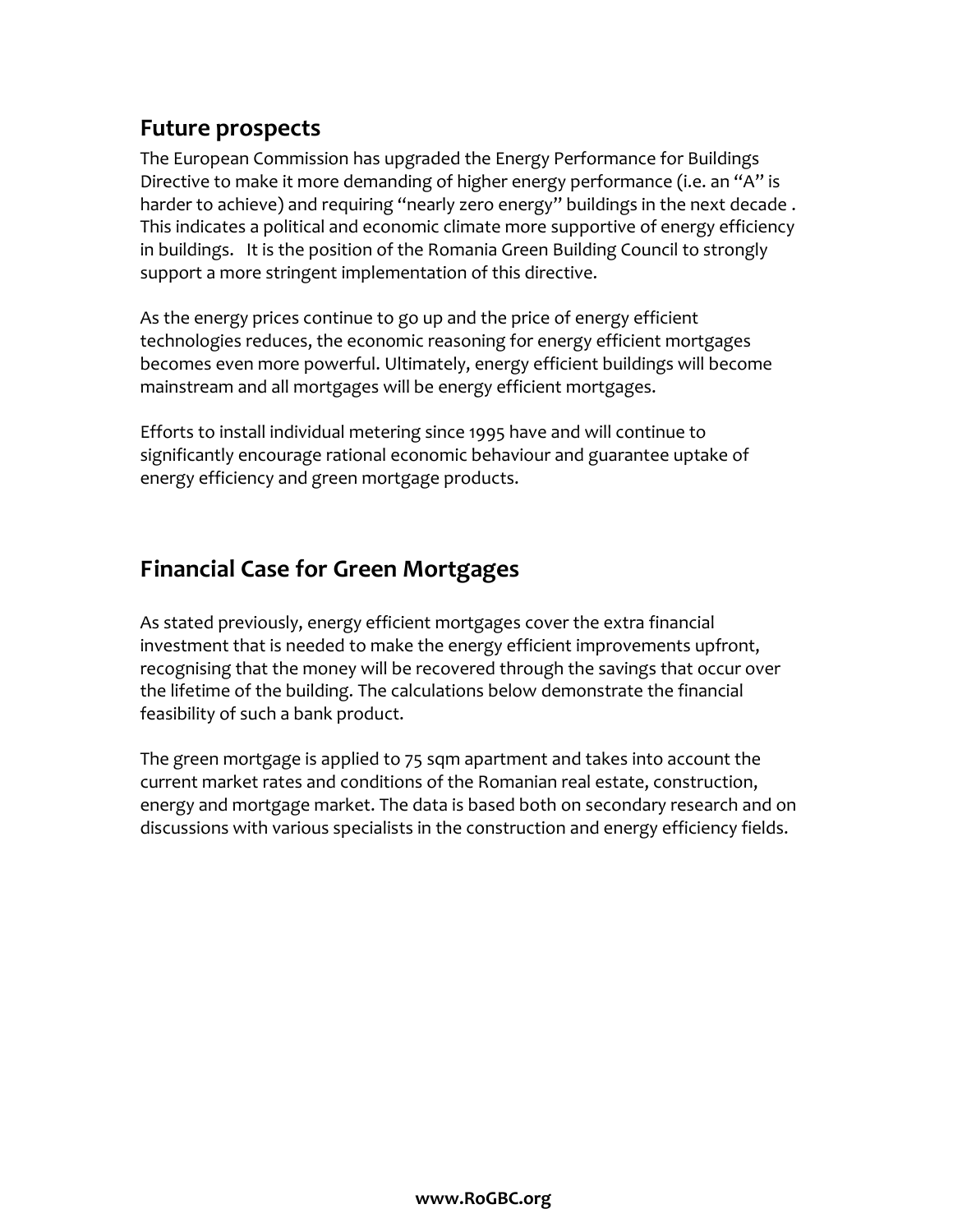## Future prospects

The European Commission has upgraded the Energy Performance for Buildings Directive to make it more demanding of higher energy performance (i.e. an "A" is harder to achieve) and requiring "nearly zero energy" buildings in the next decade . This indicates a political and economic climate more supportive of energy efficiency in buildings. It is the position of the Romania Green Building Council to strongly support a more stringent implementation of this directive.

As the energy prices continue to go up and the price of energy efficient technologies reduces, the economic reasoning for energy efficient mortgages becomes even more powerful. Ultimately, energy efficient buildings will become mainstream and all mortgages will be energy efficient mortgages.

Efforts to install individual metering since 1995 have and will continue to significantly encourage rational economic behaviour and guarantee uptake of energy efficiency and green mortgage products.

## Financial Case for Green Mortgages

As stated previously, energy efficient mortgages cover the extra financial investment that is needed to make the energy efficient improvements upfront, recognising that the money will be recovered through the savings that occur over the lifetime of the building. The calculations below demonstrate the financial feasibility of such a bank product.

The green mortgage is applied to 75 sqm apartment and takes into account the current market rates and conditions of the Romanian real estate, construction, energy and mortgage market. The data is based both on secondary research and on discussions with various specialists in the construction and energy efficiency fields.